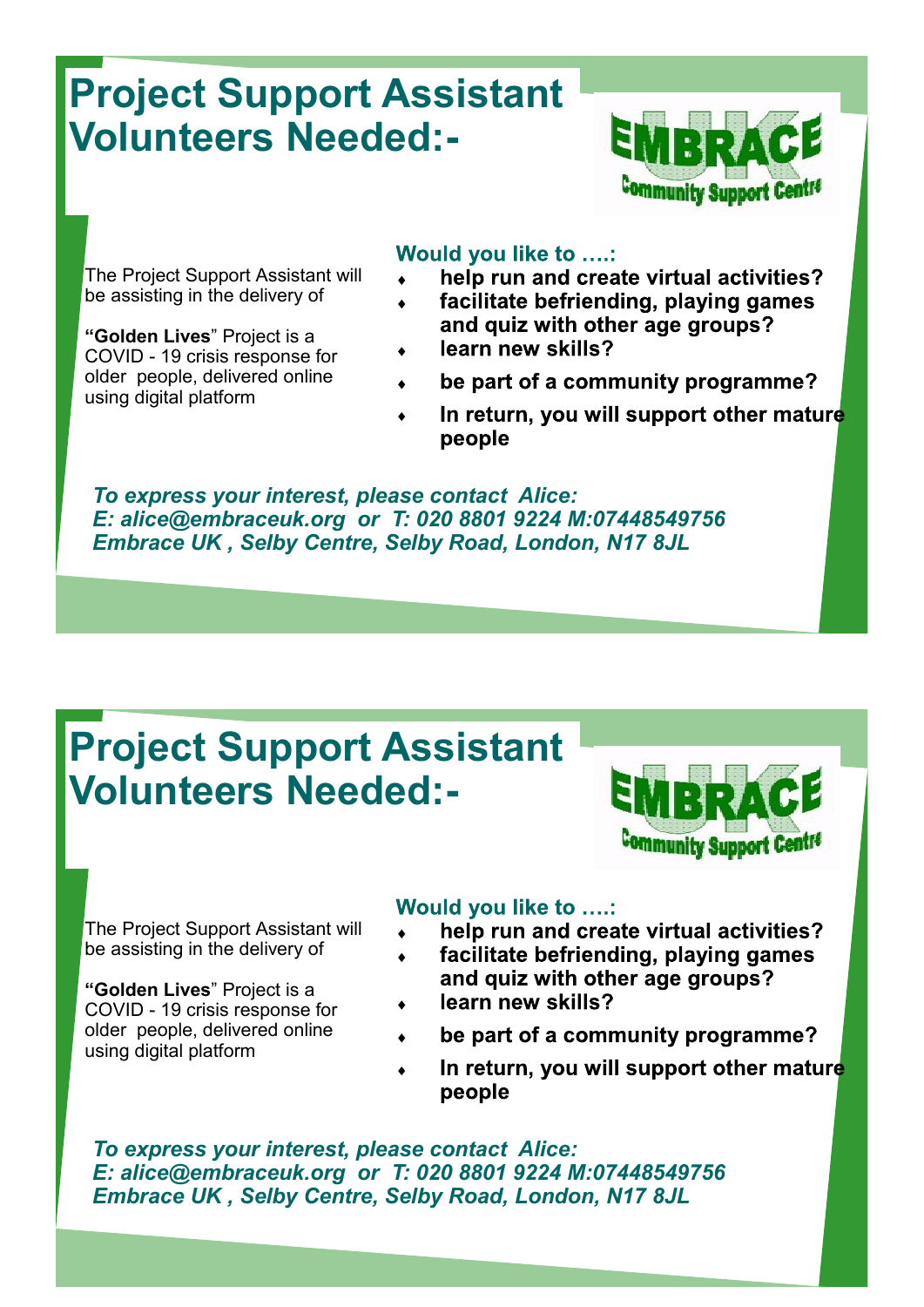# Project Support Assistant Volunteers Needed:-

EMBRACE UK
Community Support Centre

The Project Support Assistant will be assisting in the delivery of

**"Golden Lives**" Project is a COVID - 19 crisis response for older people, delivered online using digital platform

**Would you like to ….:**

- **help run and create virtual activities?**
- **facilitate befriending, playing games and quiz with other age groups?**
- **learn new skills?**
- **be part of a community programme?**
- **In return, you will support other mature people**

***To express your interest, please contact Alice:***
***E: alice@embraceuk.org or T: 020 8801 9224 M:07448549756***
***Embrace UK , Selby Centre, Selby Road, London, N17 8JL***

# Project Support Assistant Volunteers Needed:-

EMBRACE UK
Community Support Centre

The Project Support Assistant will be assisting in the delivery of

**"Golden Lives**" Project is a COVID - 19 crisis response for older people, delivered online using digital platform

**Would you like to ….:**

- **help run and create virtual activities?**
- **facilitate befriending, playing games and quiz with other age groups?**
- **learn new skills?**
- **be part of a community programme?**
- **In return, you will support other mature people**

***To express your interest, please contact Alice:***
***E: alice@embraceuk.org or T: 020 8801 9224 M:07448549756***
***Embrace UK , Selby Centre, Selby Road, London, N17 8JL***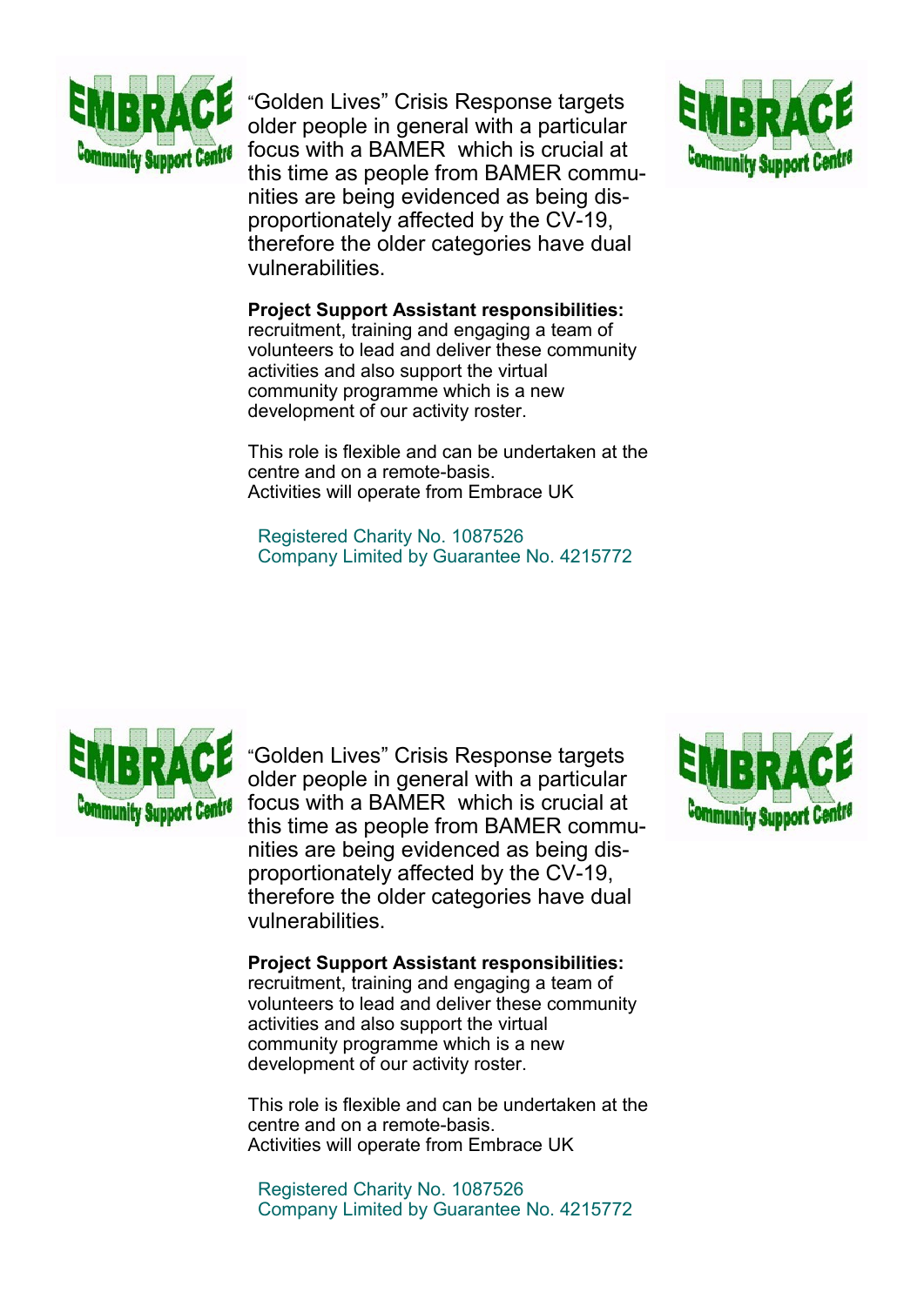“Golden Lives” Crisis Response targets older people in general with a particular focus with a BAMER which is crucial at this time as people from BAMER communities are being evidenced as being disproportionately affected by the CV-19, therefore the older categories have dual vulnerabilities.

**Project Support Assistant responsibilities:** recruitment, training and engaging a team of volunteers to lead and deliver these community activities and also support the virtual community programme which is a new development of our activity roster.

This role is flexible and can be undertaken at the centre and on a remote-basis.
Activities will operate from Embrace UK

Registered Charity No. 1087526
Company Limited by Guarantee No. 4215772

“Golden Lives” Crisis Response targets older people in general with a particular focus with a BAMER which is crucial at this time as people from BAMER communities are being evidenced as being disproportionately affected by the CV-19, therefore the older categories have dual vulnerabilities.

**Project Support Assistant responsibilities:** recruitment, training and engaging a team of volunteers to lead and deliver these community activities and also support the virtual community programme which is a new development of our activity roster.

This role is flexible and can be undertaken at the centre and on a remote-basis.
Activities will operate from Embrace UK

Registered Charity No. 1087526
Company Limited by Guarantee No. 4215772